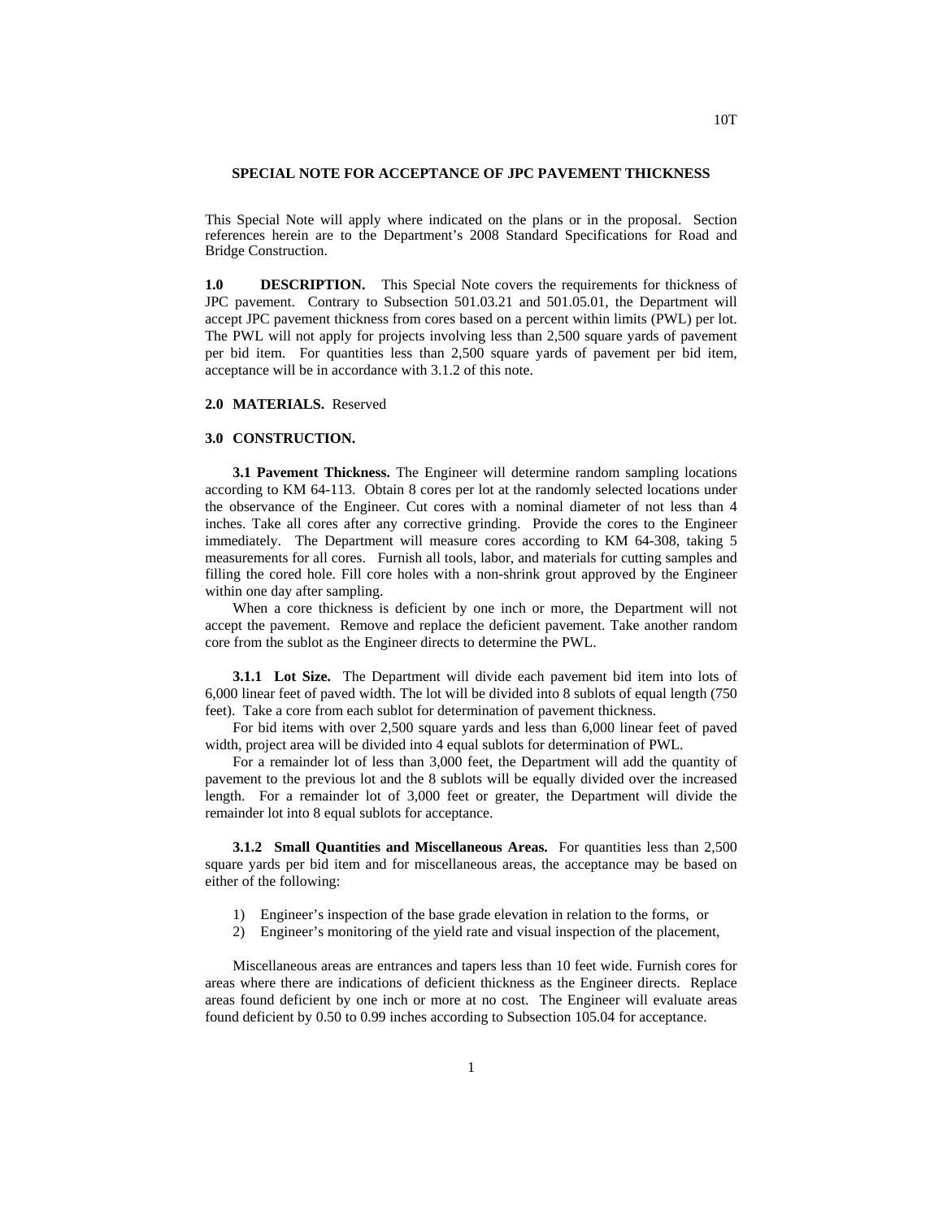## SPECIAL NOTE FOR ACCEPTANCE OF JPC PAVEMENT THICKNESS

This Special Note will apply where indicated on the plans or in the proposal. Section references herein are to the Department's 2008 Standard Specifications for Road and Bridge Construction.

**1.0 DESCRIPTION.** This Special Note covers the requirements for thickness of JPC pavement. Contrary to Subsection 501.03.21 and 501.05.01, the Department will accept JPC pavement thickness from cores based on a percent within limits (PWL) per lot. The PWL will not apply for projects involving less than 2,500 square yards of pavement per bid item. For quantities less than 2,500 square yards of pavement per bid item, acceptance will be in accordance with 3.1.2 of this note.

**2.0 MATERIALS.** Reserved

**3.0 CONSTRUCTION.**

**3.1 Pavement Thickness.** The Engineer will determine random sampling locations according to KM 64-113. Obtain 8 cores per lot at the randomly selected locations under the observance of the Engineer. Cut cores with a nominal diameter of not less than 4 inches. Take all cores after any corrective grinding. Provide the cores to the Engineer immediately. The Department will measure cores according to KM 64-308, taking 5 measurements for all cores. Furnish all tools, labor, and materials for cutting samples and filling the cored hole. Fill core holes with a non-shrink grout approved by the Engineer within one day after sampling.

When a core thickness is deficient by one inch or more, the Department will not accept the pavement. Remove and replace the deficient pavement. Take another random core from the sublot as the Engineer directs to determine the PWL.

**3.1.1 Lot Size.** The Department will divide each pavement bid item into lots of 6,000 linear feet of paved width. The lot will be divided into 8 sublots of equal length (750 feet). Take a core from each sublot for determination of pavement thickness.

For bid items with over 2,500 square yards and less than 6,000 linear feet of paved width, project area will be divided into 4 equal sublots for determination of PWL.

For a remainder lot of less than 3,000 feet, the Department will add the quantity of pavement to the previous lot and the 8 sublots will be equally divided over the increased length. For a remainder lot of 3,000 feet or greater, the Department will divide the remainder lot into 8 equal sublots for acceptance.

**3.1.2 Small Quantities and Miscellaneous Areas.** For quantities less than 2,500 square yards per bid item and for miscellaneous areas, the acceptance may be based on either of the following:

1) Engineer's inspection of the base grade elevation in relation to the forms, or
2) Engineer's monitoring of the yield rate and visual inspection of the placement,

Miscellaneous areas are entrances and tapers less than 10 feet wide. Furnish cores for areas where there are indications of deficient thickness as the Engineer directs. Replace areas found deficient by one inch or more at no cost. The Engineer will evaluate areas found deficient by 0.50 to 0.99 inches according to Subsection 105.04 for acceptance.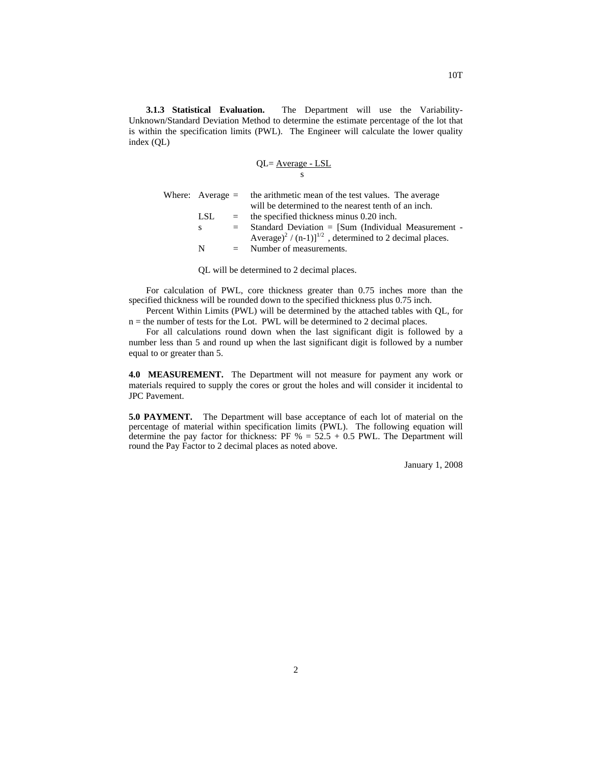**3.1.3 Statistical Evaluation.** The Department will use the Variability-Unknown/Standard Deviation Method to determine the estimate percentage of the lot that is within the specification limits (PWL). The Engineer will calculate the lower quality index (QL)

$$QL = \frac{\text{Average} - LSL}{s}$$

Where:

- Average = the arithmetic mean of the test values. The average will be determined to the nearest tenth of an inch.
- LSL = the specified thickness minus 0.20 inch.
- s = Standard Deviation = $[\text{Sum (Individual Measurement - Average)}^2 / (n-1)]^{1/2}$ , determined to 2 decimal places.
- N = Number of measurements.

QL will be determined to 2 decimal places.

For calculation of PWL, core thickness greater than 0.75 inches more than the specified thickness will be rounded down to the specified thickness plus 0.75 inch.

Percent Within Limits (PWL) will be determined by the attached tables with QL, for n = the number of tests for the Lot. PWL will be determined to 2 decimal places.

For all calculations round down when the last significant digit is followed by a number less than 5 and round up when the last significant digit is followed by a number equal to or greater than 5.

**4.0 MEASUREMENT.** The Department will not measure for payment any work or materials required to supply the cores or grout the holes and will consider it incidental to JPC Pavement.

**5.0 PAYMENT.** The Department will base acceptance of each lot of material on the percentage of material within specification limits (PWL). The following equation will determine the pay factor for thickness: PF % = 52.5 + 0.5 PWL. The Department will round the Pay Factor to 2 decimal places as noted above.

January 1, 2008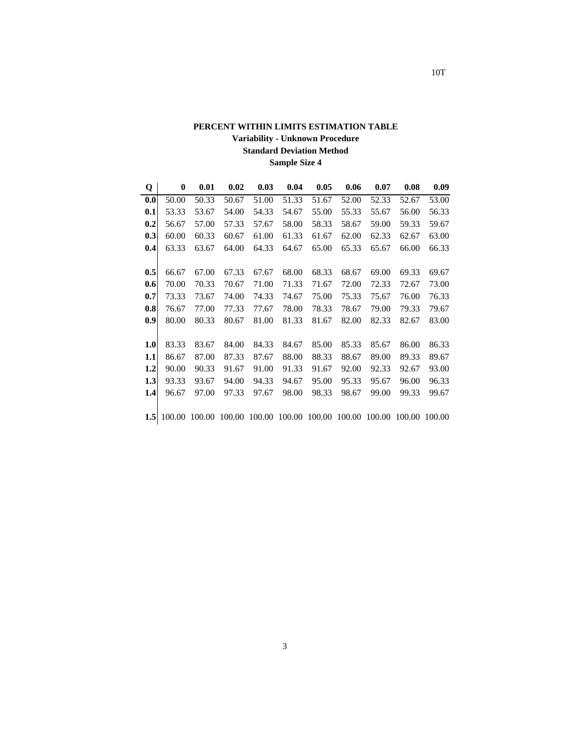## PERCENT WITHIN LIMITS ESTIMATION TABLE

### Variability - Unknown Procedure

### Standard Deviation Method

### Sample Size 4

| Q | 0 | 0.01 | 0.02 | 0.03 | 0.04 | 0.05 | 0.06 | 0.07 | 0.08 | 0.09 |
|---|---|---|---|---|---|---|---|---|---|---|
| **0.0** | 50.00 | 50.33 | 50.67 | 51.00 | 51.33 | 51.67 | 52.00 | 52.33 | 52.67 | 53.00 |
| **0.1** | 53.33 | 53.67 | 54.00 | 54.33 | 54.67 | 55.00 | 55.33 | 55.67 | 56.00 | 56.33 |
| **0.2** | 56.67 | 57.00 | 57.33 | 57.67 | 58.00 | 58.33 | 58.67 | 59.00 | 59.33 | 59.67 |
| **0.3** | 60.00 | 60.33 | 60.67 | 61.00 | 61.33 | 61.67 | 62.00 | 62.33 | 62.67 | 63.00 |
| **0.4** | 63.33 | 63.67 | 64.00 | 64.33 | 64.67 | 65.00 | 65.33 | 65.67 | 66.00 | 66.33 |
| **0.5** | 66.67 | 67.00 | 67.33 | 67.67 | 68.00 | 68.33 | 68.67 | 69.00 | 69.33 | 69.67 |
| **0.6** | 70.00 | 70.33 | 70.67 | 71.00 | 71.33 | 71.67 | 72.00 | 72.33 | 72.67 | 73.00 |
| **0.7** | 73.33 | 73.67 | 74.00 | 74.33 | 74.67 | 75.00 | 75.33 | 75.67 | 76.00 | 76.33 |
| **0.8** | 76.67 | 77.00 | 77.33 | 77.67 | 78.00 | 78.33 | 78.67 | 79.00 | 79.33 | 79.67 |
| **0.9** | 80.00 | 80.33 | 80.67 | 81.00 | 81.33 | 81.67 | 82.00 | 82.33 | 82.67 | 83.00 |
| **1.0** | 83.33 | 83.67 | 84.00 | 84.33 | 84.67 | 85.00 | 85.33 | 85.67 | 86.00 | 86.33 |
| **1.1** | 86.67 | 87.00 | 87.33 | 87.67 | 88.00 | 88.33 | 88.67 | 89.00 | 89.33 | 89.67 |
| **1.2** | 90.00 | 90.33 | 91.67 | 91.00 | 91.33 | 91.67 | 92.00 | 92.33 | 92.67 | 93.00 |
| **1.3** | 93.33 | 93.67 | 94.00 | 94.33 | 94.67 | 95.00 | 95.33 | 95.67 | 96.00 | 96.33 |
| **1.4** | 96.67 | 97.00 | 97.33 | 97.67 | 98.00 | 98.33 | 98.67 | 99.00 | 99.33 | 99.67 |
| **1.5** | 100.00 | 100.00 | 100.00 | 100.00 | 100.00 | 100.00 | 100.00 | 100.00 | 100.00 | 100.00 |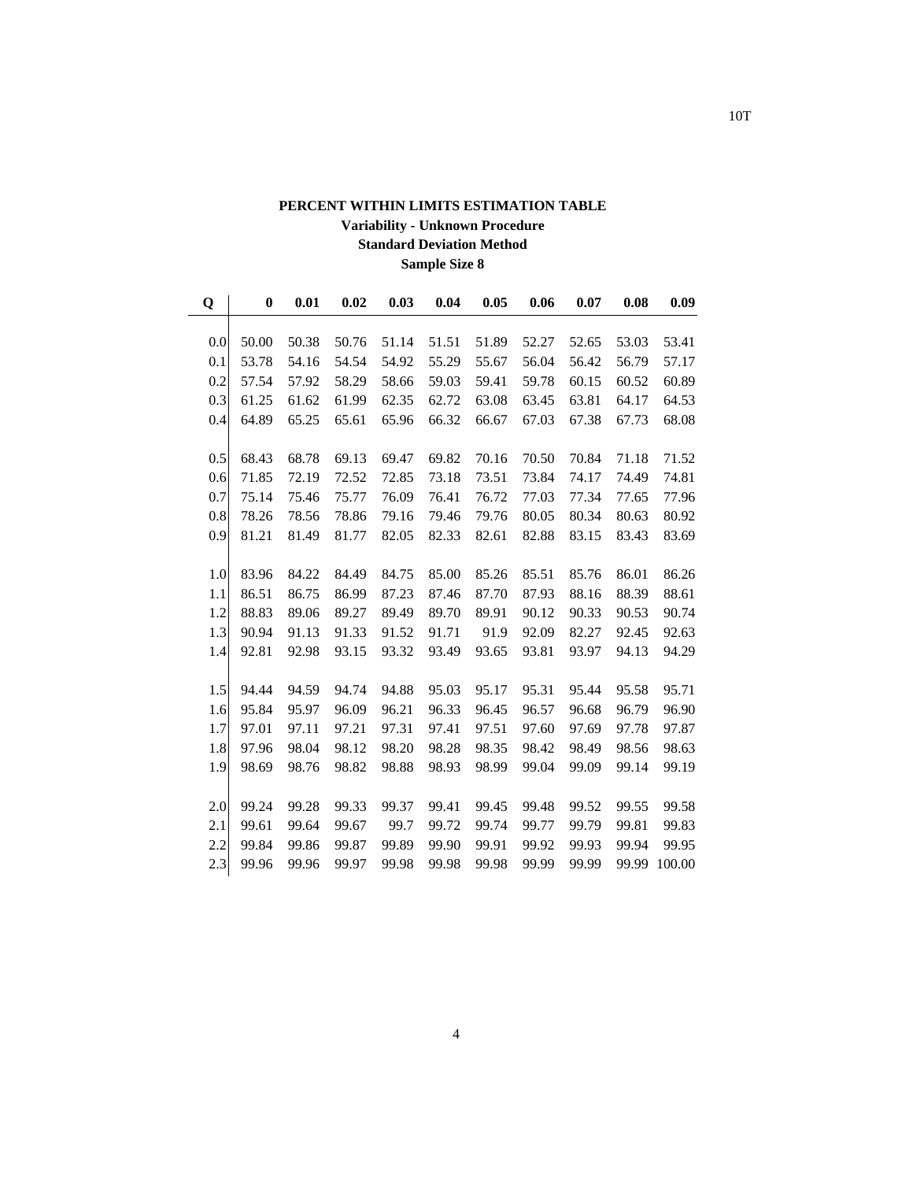# PERCENT WITHIN LIMITS ESTIMATION TABLE

## Variability - Unknown Procedure

## Standard Deviation Method

## Sample Size 8

| Q | 0 | 0.01 | 0.02 | 0.03 | 0.04 | 0.05 | 0.06 | 0.07 | 0.08 | 0.09 |
|---|---|---|---|---|---|---|---|---|---|---|
| 0.0 | 50.00 | 50.38 | 50.76 | 51.14 | 51.51 | 51.89 | 52.27 | 52.65 | 53.03 | 53.41 |
| 0.1 | 53.78 | 54.16 | 54.54 | 54.92 | 55.29 | 55.67 | 56.04 | 56.42 | 56.79 | 57.17 |
| 0.2 | 57.54 | 57.92 | 58.29 | 58.66 | 59.03 | 59.41 | 59.78 | 60.15 | 60.52 | 60.89 |
| 0.3 | 61.25 | 61.62 | 61.99 | 62.35 | 62.72 | 63.08 | 63.45 | 63.81 | 64.17 | 64.53 |
| 0.4 | 64.89 | 65.25 | 65.61 | 65.96 | 66.32 | 66.67 | 67.03 | 67.38 | 67.73 | 68.08 |
| 0.5 | 68.43 | 68.78 | 69.13 | 69.47 | 69.82 | 70.16 | 70.50 | 70.84 | 71.18 | 71.52 |
| 0.6 | 71.85 | 72.19 | 72.52 | 72.85 | 73.18 | 73.51 | 73.84 | 74.17 | 74.49 | 74.81 |
| 0.7 | 75.14 | 75.46 | 75.77 | 76.09 | 76.41 | 76.72 | 77.03 | 77.34 | 77.65 | 77.96 |
| 0.8 | 78.26 | 78.56 | 78.86 | 79.16 | 79.46 | 79.76 | 80.05 | 80.34 | 80.63 | 80.92 |
| 0.9 | 81.21 | 81.49 | 81.77 | 82.05 | 82.33 | 82.61 | 82.88 | 83.15 | 83.43 | 83.69 |
| 1.0 | 83.96 | 84.22 | 84.49 | 84.75 | 85.00 | 85.26 | 85.51 | 85.76 | 86.01 | 86.26 |
| 1.1 | 86.51 | 86.75 | 86.99 | 87.23 | 87.46 | 87.70 | 87.93 | 88.16 | 88.39 | 88.61 |
| 1.2 | 88.83 | 89.06 | 89.27 | 89.49 | 89.70 | 89.91 | 90.12 | 90.33 | 90.53 | 90.74 |
| 1.3 | 90.94 | 91.13 | 91.33 | 91.52 | 91.71 | 91.9 | 92.09 | 82.27 | 92.45 | 92.63 |
| 1.4 | 92.81 | 92.98 | 93.15 | 93.32 | 93.49 | 93.65 | 93.81 | 93.97 | 94.13 | 94.29 |
| 1.5 | 94.44 | 94.59 | 94.74 | 94.88 | 95.03 | 95.17 | 95.31 | 95.44 | 95.58 | 95.71 |
| 1.6 | 95.84 | 95.97 | 96.09 | 96.21 | 96.33 | 96.45 | 96.57 | 96.68 | 96.79 | 96.90 |
| 1.7 | 97.01 | 97.11 | 97.21 | 97.31 | 97.41 | 97.51 | 97.60 | 97.69 | 97.78 | 97.87 |
| 1.8 | 97.96 | 98.04 | 98.12 | 98.20 | 98.28 | 98.35 | 98.42 | 98.49 | 98.56 | 98.63 |
| 1.9 | 98.69 | 98.76 | 98.82 | 98.88 | 98.93 | 98.99 | 99.04 | 99.09 | 99.14 | 99.19 |
| 2.0 | 99.24 | 99.28 | 99.33 | 99.37 | 99.41 | 99.45 | 99.48 | 99.52 | 99.55 | 99.58 |
| 2.1 | 99.61 | 99.64 | 99.67 | 99.7 | 99.72 | 99.74 | 99.77 | 99.79 | 99.81 | 99.83 |
| 2.2 | 99.84 | 99.86 | 99.87 | 99.89 | 99.90 | 99.91 | 99.92 | 99.93 | 99.94 | 99.95 |
| 2.3 | 99.96 | 99.96 | 99.97 | 99.98 | 99.98 | 99.98 | 99.99 | 99.99 | 99.99 | 100.00 |